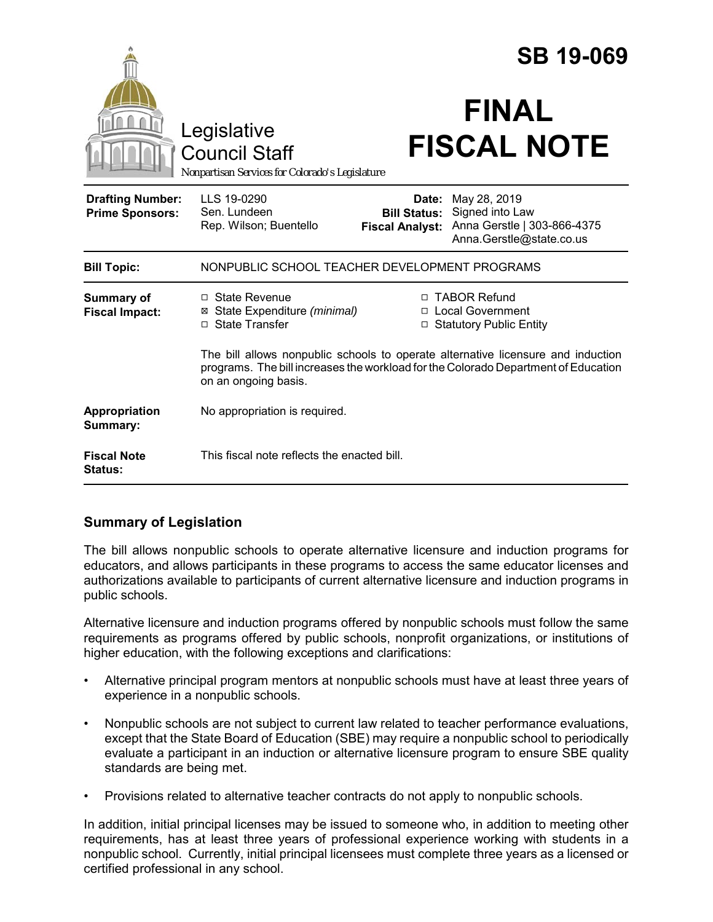# SB 19-069

Legislative Council Staff

*Nonpartisan Services for Colorado's Legislature*

# FINAL FISCAL NOTE

| | | | |
|---|---|---|---|
| **Drafting Number:** | LLS 19-0290 | **Date:** | May 28, 2019 |
| **Prime Sponsors:** | Sen. Lundeen<br>Rep. Wilson; Buentello | **Bill Status:** | Signed into Law |
| | | **Fiscal Analyst:** | Anna Gerstle \| 303-866-4375<br>Anna.Gerstle@state.co.us |

| | |
|---|---|
| **Bill Topic:** | NONPUBLIC SCHOOL TEACHER DEVELOPMENT PROGRAMS |
| **Summary of Fiscal Impact:** | ☐ State Revenue<br>☒ State Expenditure *(minimal)*<br>☐ State Transfer<br>☐ TABOR Refund<br>☐ Local Government<br>☐ Statutory Public Entity<br><br>The bill allows nonpublic schools to operate alternative licensure and induction programs. The bill increases the workload for the Colorado Department of Education on an ongoing basis. |
| **Appropriation Summary:** | No appropriation is required. |
| **Fiscal Note Status:** | This fiscal note reflects the enacted bill. |

## Summary of Legislation

The bill allows nonpublic schools to operate alternative licensure and induction programs for educators, and allows participants in these programs to access the same educator licenses and authorizations available to participants of current alternative licensure and induction programs in public schools.

Alternative licensure and induction programs offered by nonpublic schools must follow the same requirements as programs offered by public schools, nonprofit organizations, or institutions of higher education, with the following exceptions and clarifications:

- Alternative principal program mentors at nonpublic schools must have at least three years of experience in a nonpublic schools.
- Nonpublic schools are not subject to current law related to teacher performance evaluations, except that the State Board of Education (SBE) may require a nonpublic school to periodically evaluate a participant in an induction or alternative licensure program to ensure SBE quality standards are being met.
- Provisions related to alternative teacher contracts do not apply to nonpublic schools.

In addition, initial principal licenses may be issued to someone who, in addition to meeting other requirements, has at least three years of professional experience working with students in a nonpublic school. Currently, initial principal licensees must complete three years as a licensed or certified professional in any school.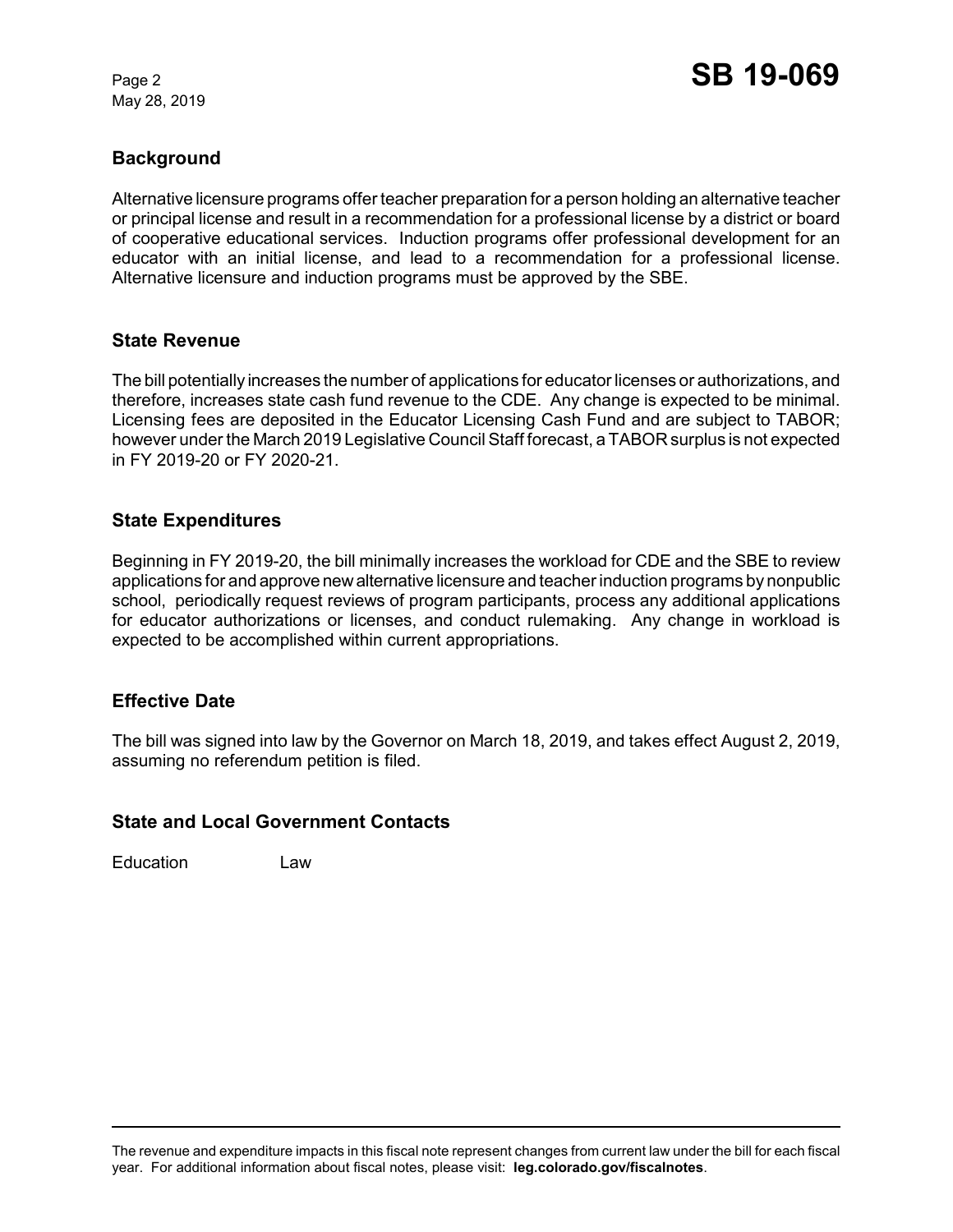## Background

Alternative licensure programs offer teacher preparation for a person holding an alternative teacher or principal license and result in a recommendation for a professional license by a district or board of cooperative educational services. Induction programs offer professional development for an educator with an initial license, and lead to a recommendation for a professional license. Alternative licensure and induction programs must be approved by the SBE.

## State Revenue

The bill potentially increases the number of applications for educator licenses or authorizations, and therefore, increases state cash fund revenue to the CDE. Any change is expected to be minimal. Licensing fees are deposited in the Educator Licensing Cash Fund and are subject to TABOR; however under the March 2019 Legislative Council Staff forecast, a TABOR surplus is not expected in FY 2019-20 or FY 2020-21.

## State Expenditures

Beginning in FY 2019-20, the bill minimally increases the workload for CDE and the SBE to review applications for and approve new alternative licensure and teacher induction programs by nonpublic school, periodically request reviews of program participants, process any additional applications for educator authorizations or licenses, and conduct rulemaking. Any change in workload is expected to be accomplished within current appropriations.

## Effective Date

The bill was signed into law by the Governor on March 18, 2019, and takes effect August 2, 2019, assuming no referendum petition is filed.

## State and Local Government Contacts

Education Law

The revenue and expenditure impacts in this fiscal note represent changes from current law under the bill for each fiscal year. For additional information about fiscal notes, please visit: **leg.colorado.gov/fiscalnotes**.